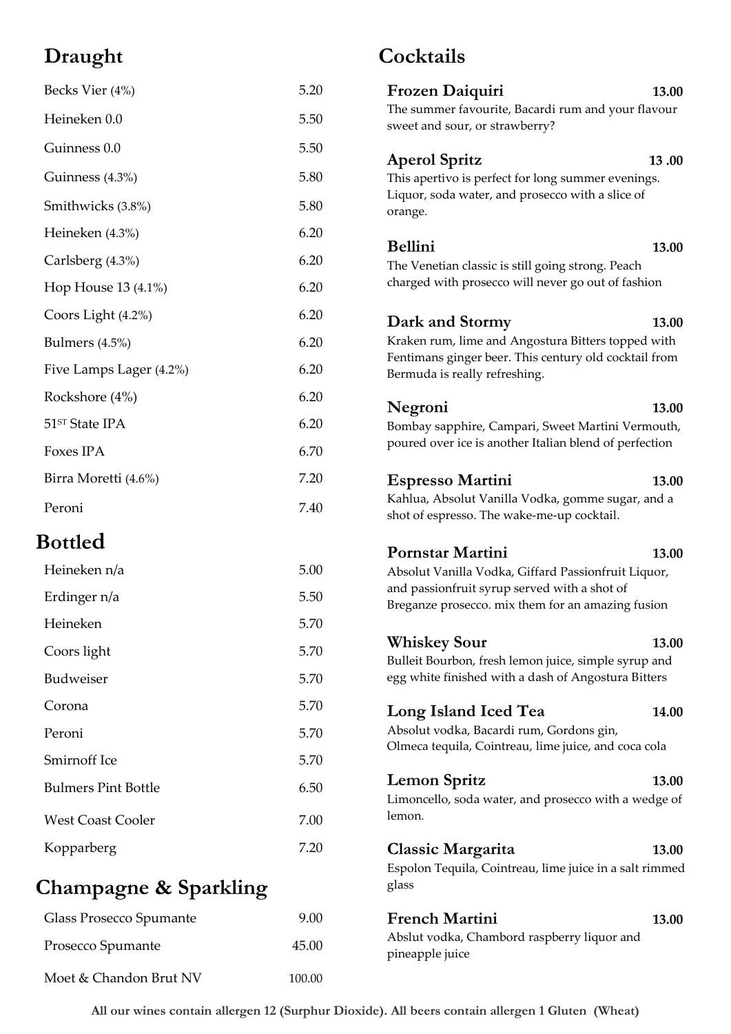## Draught

| Item | Price |
|---|---|
| Becks Vier (4%) | 5.20 |
| Heineken 0.0 | 5.50 |
| Guinness 0.0 | 5.50 |
| Guinness (4.3%) | 5.80 |
| Smithwicks (3.8%) | 5.80 |
| Heineken (4.3%) | 6.20 |
| Carlsberg (4.3%) | 6.20 |
| Hop House 13 (4.1%) | 6.20 |
| Coors Light (4.2%) | 6.20 |
| Bulmers (4.5%) | 6.20 |
| Five Lamps Lager (4.2%) | 6.20 |
| Rockshore (4%) | 6.20 |
| 51ST State IPA | 6.20 |
| Foxes IPA | 6.70 |
| Birra Moretti (4.6%) | 7.20 |
| Peroni | 7.40 |

## Bottled

| Item | Price |
|---|---|
| Heineken n/a | 5.00 |
| Erdinger n/a | 5.50 |
| Heineken | 5.70 |
| Coors light | 5.70 |
| Budweiser | 5.70 |
| Corona | 5.70 |
| Peroni | 5.70 |
| Smirnoff Ice | 5.70 |
| Bulmers Pint Bottle | 6.50 |
| West Coast Cooler | 7.00 |
| Kopparberg | 7.20 |

## Champagne & Sparkling

| Item | Price |
|---|---|
| Glass Prosecco Spumante | 9.00 |
| Prosecco Spumante | 45.00 |
| Moet & Chandon Brut NV | 100.00 |

## Cocktails

**Frozen Daiquiri** **13.00**
The summer favourite, Bacardi rum and your flavour sweet and sour, or strawberry?

**Aperol Spritz** **13 .00**
This apertivo is perfect for long summer evenings. Liquor, soda water, and prosecco with a slice of orange.

**Bellini** **13.00**
The Venetian classic is still going strong. Peach charged with prosecco will never go out of fashion

**Dark and Stormy** **13.00**
Kraken rum, lime and Angostura Bitters topped with Fentimans ginger beer. This century old cocktail from Bermuda is really refreshing.

**Negroni** **13.00**
Bombay sapphire, Campari, Sweet Martini Vermouth, poured over ice is another Italian blend of perfection

**Espresso Martini** **13.00**
Kahlua, Absolut Vanilla Vodka, gomme sugar, and a shot of espresso. The wake-me-up cocktail.

**Pornstar Martini** **13.00**
Absolut Vanilla Vodka, Giffard Passionfruit Liquor, and passionfruit syrup served with a shot of Breganze prosecco. mix them for an amazing fusion

**Whiskey Sour** **13.00**
Bulleit Bourbon, fresh lemon juice, simple syrup and egg white finished with a dash of Angostura Bitters

**Long Island Iced Tea** **14.00**
Absolut vodka, Bacardi rum, Gordons gin, Olmeca tequila, Cointreau, lime juice, and coca cola

**Lemon Spritz** **13.00**
Limoncello, soda water, and prosecco with a wedge of lemon.

**Classic Margarita** **13.00**
Espolon Tequila, Cointreau, lime juice in a salt rimmed glass

**French Martini** **13.00**
Abslut vodka, Chambord raspberry liquor and pineapple juice

**All our wines contain allergen 12 (Surphur Dioxide). All beers contain allergen 1 Gluten (Wheat)**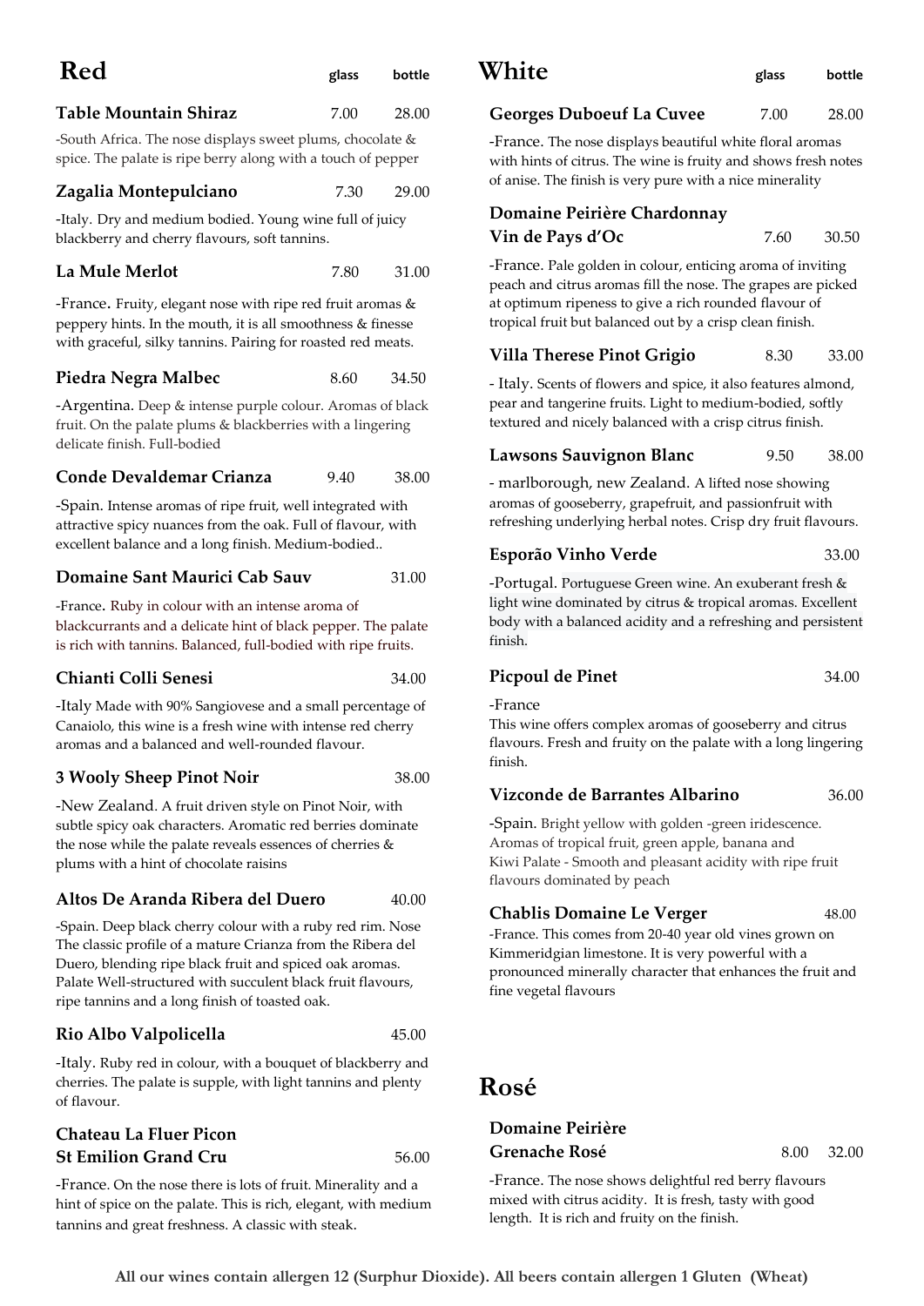## Red

| | glass | bottle |
|---|---|---|
| **Table Mountain Shiraz** | 7.00 | 28.00 |

-South Africa. The nose displays sweet plums, chocolate & spice. The palate is ripe berry along with a touch of pepper

| | | |
|---|---|---|
| **Zagalia Montepulciano** | 7.30 | 29.00 |

-Italy. Dry and medium bodied. Young wine full of juicy blackberry and cherry flavours, soft tannins.

| | | |
|---|---|---|
| **La Mule Merlot** | 7.80 | 31.00 |

-France. Fruity, elegant nose with ripe red fruit aromas & peppery hints. In the mouth, it is all smoothness & finesse with graceful, silky tannins. Pairing for roasted red meats.

| | | |
|---|---|---|
| **Piedra Negra Malbec** | 8.60 | 34.50 |

-Argentina. Deep & intense purple colour. Aromas of black fruit. On the palate plums & blackberries with a lingering delicate finish. Full-bodied

| | | |
|---|---|---|
| **Conde Devaldemar Crianza** | 9.40 | 38.00 |

-Spain. Intense aromas of ripe fruit, well integrated with attractive spicy nuances from the oak. Full of flavour, with excellent balance and a long finish. Medium-bodied..

| | | |
|---|---|---|
| **Domaine Sant Maurici Cab Sauv** | | 31.00 |

-France. Ruby in colour with an intense aroma of blackcurrants and a delicate hint of black pepper. The palate is rich with tannins. Balanced, full-bodied with ripe fruits.

| | | |
|---|---|---|
| **Chianti Colli Senesi** | | 34.00 |

-Italy Made with 90% Sangiovese and a small percentage of Canaiolo, this wine is a fresh wine with intense red cherry aromas and a balanced and well-rounded flavour.

| | | |
|---|---|---|
| **3 Wooly Sheep Pinot Noir** | | 38.00 |

-New Zealand. A fruit driven style on Pinot Noir, with subtle spicy oak characters. Aromatic red berries dominate the nose while the palate reveals essences of cherries & plums with a hint of chocolate raisins

| | | |
|---|---|---|
| **Altos De Aranda Ribera del Duero** | | 40.00 |

-Spain. Deep black cherry colour with a ruby red rim. Nose The classic profile of a mature Crianza from the Ribera del Duero, blending ripe black fruit and spiced oak aromas. Palate Well-structured with succulent black fruit flavours, ripe tannins and a long finish of toasted oak.

| | | |
|---|---|---|
| **Rio Albo Valpolicella** | | 45.00 |

-Italy. Ruby red in colour, with a bouquet of blackberry and cherries. The palate is supple, with light tannins and plenty of flavour.

| | | |
|---|---|---|
| **Chateau La Fluer Picon St Emilion Grand Cru** | | 56.00 |

-France. On the nose there is lots of fruit. Minerality and a hint of spice on the palate. This is rich, elegant, with medium tannins and great freshness. A classic with steak.

## White

| | glass | bottle |
|---|---|---|
| **Georges Duboeuf La Cuvee** | 7.00 | 28.00 |

-France. The nose displays beautiful white floral aromas with hints of citrus. The wine is fruity and shows fresh notes of anise. The finish is very pure with a nice minerality

| | | |
|---|---|---|
| **Domaine Peirière Chardonnay Vin de Pays d'Oc** | 7.60 | 30.50 |

-France. Pale golden in colour, enticing aroma of inviting peach and citrus aromas fill the nose. The grapes are picked at optimum ripeness to give a rich rounded flavour of tropical fruit but balanced out by a crisp clean finish.

| | | |
|---|---|---|
| **Villa Therese Pinot Grigio** | 8.30 | 33.00 |

- Italy. Scents of flowers and spice, it also features almond, pear and tangerine fruits. Light to medium-bodied, softly textured and nicely balanced with a crisp citrus finish.

| | | |
|---|---|---|
| **Lawsons Sauvignon Blanc** | 9.50 | 38.00 |

- marlborough, new Zealand. A lifted nose showing aromas of gooseberry, grapefruit, and passionfruit with refreshing underlying herbal notes. Crisp dry fruit flavours.

| | | |
|---|---|---|
| **Esporão Vinho Verde** | | 33.00 |

-Portugal. Portuguese Green wine. An exuberant fresh & light wine dominated by citrus & tropical aromas. Excellent body with a balanced acidity and a refreshing and persistent finish.

| | | |
|---|---|---|
| **Picpoul de Pinet** | | 34.00 |

-France
This wine offers complex aromas of gooseberry and citrus flavours. Fresh and fruity on the palate with a long lingering finish.

| | | |
|---|---|---|
| **Vizconde de Barrantes Albarino** | | 36.00 |

-Spain. Bright yellow with golden -green iridescence. Aromas of tropical fruit, green apple, banana and Kiwi Palate - Smooth and pleasant acidity with ripe fruit flavours dominated by peach

| | | |
|---|---|---|
| **Chablis Domaine Le Verger** | | 48.00 |

-France. This comes from 20-40 year old vines grown on Kimmeridgian limestone. It is very powerful with a pronounced minerally character that enhances the fruit and fine vegetal flavours

## Rosé

| | | |
|---|---|---|
| **Domaine Peirière Grenache Rosé** | 8.00 | 32.00 |

-France. The nose shows delightful red berry flavours mixed with citrus acidity. It is fresh, tasty with good length. It is rich and fruity on the finish.

**All our wines contain allergen 12 (Surphur Dioxide). All beers contain allergen 1 Gluten (Wheat)**